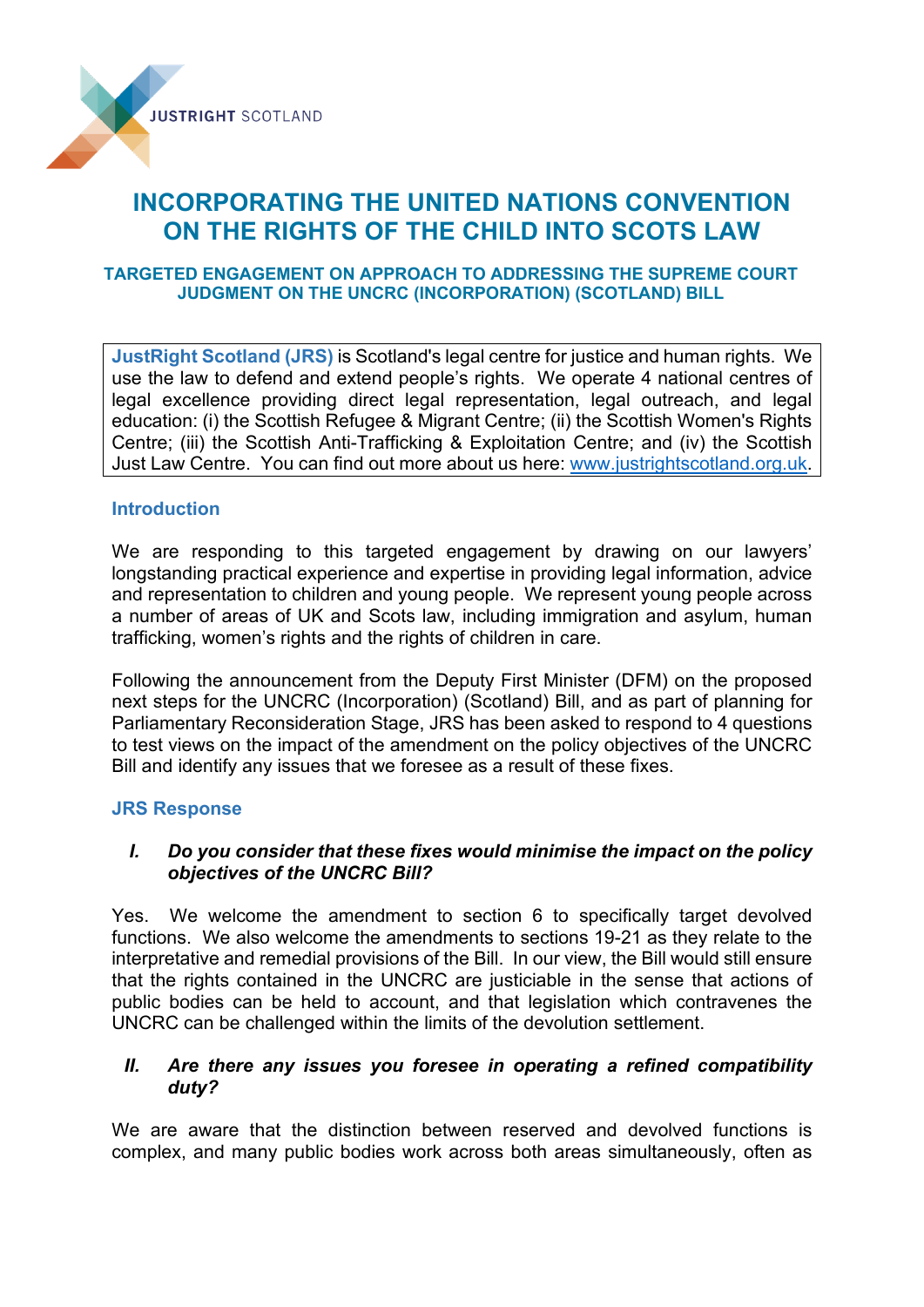JUSTRIGHT SCOTLAND

# INCORPORATING THE UNITED NATIONS CONVENTION ON THE RIGHTS OF THE CHILD INTO SCOTS LAW

### TARGETED ENGAGEMENT ON APPROACH TO ADDRESSING THE SUPREME COURT JUDGMENT ON THE UNCRC (INCORPORATION) (SCOTLAND) BILL

**JustRight Scotland (JRS)** is Scotland's legal centre for justice and human rights. We use the law to defend and extend people's rights. We operate 4 national centres of legal excellence providing direct legal representation, legal outreach, and legal education: (i) the Scottish Refugee & Migrant Centre; (ii) the Scottish Women's Rights Centre; (iii) the Scottish Anti-Trafficking & Exploitation Centre; and (iv) the Scottish Just Law Centre. You can find out more about us here: www.justrightscotland.org.uk.

## Introduction

We are responding to this targeted engagement by drawing on our lawyers' longstanding practical experience and expertise in providing legal information, advice and representation to children and young people. We represent young people across a number of areas of UK and Scots law, including immigration and asylum, human trafficking, women's rights and the rights of children in care.

Following the announcement from the Deputy First Minister (DFM) on the proposed next steps for the UNCRC (Incorporation) (Scotland) Bill, and as part of planning for Parliamentary Reconsideration Stage, JRS has been asked to respond to 4 questions to test views on the impact of the amendment on the policy objectives of the UNCRC Bill and identify any issues that we foresee as a result of these fixes.

## JRS Response

### *I. Do you consider that these fixes would minimise the impact on the policy objectives of the UNCRC Bill?*

Yes. We welcome the amendment to section 6 to specifically target devolved functions. We also welcome the amendments to sections 19-21 as they relate to the interpretative and remedial provisions of the Bill. In our view, the Bill would still ensure that the rights contained in the UNCRC are justiciable in the sense that actions of public bodies can be held to account, and that legislation which contravenes the UNCRC can be challenged within the limits of the devolution settlement.

### *II. Are there any issues you foresee in operating a refined compatibility duty?*

We are aware that the distinction between reserved and devolved functions is complex, and many public bodies work across both areas simultaneously, often as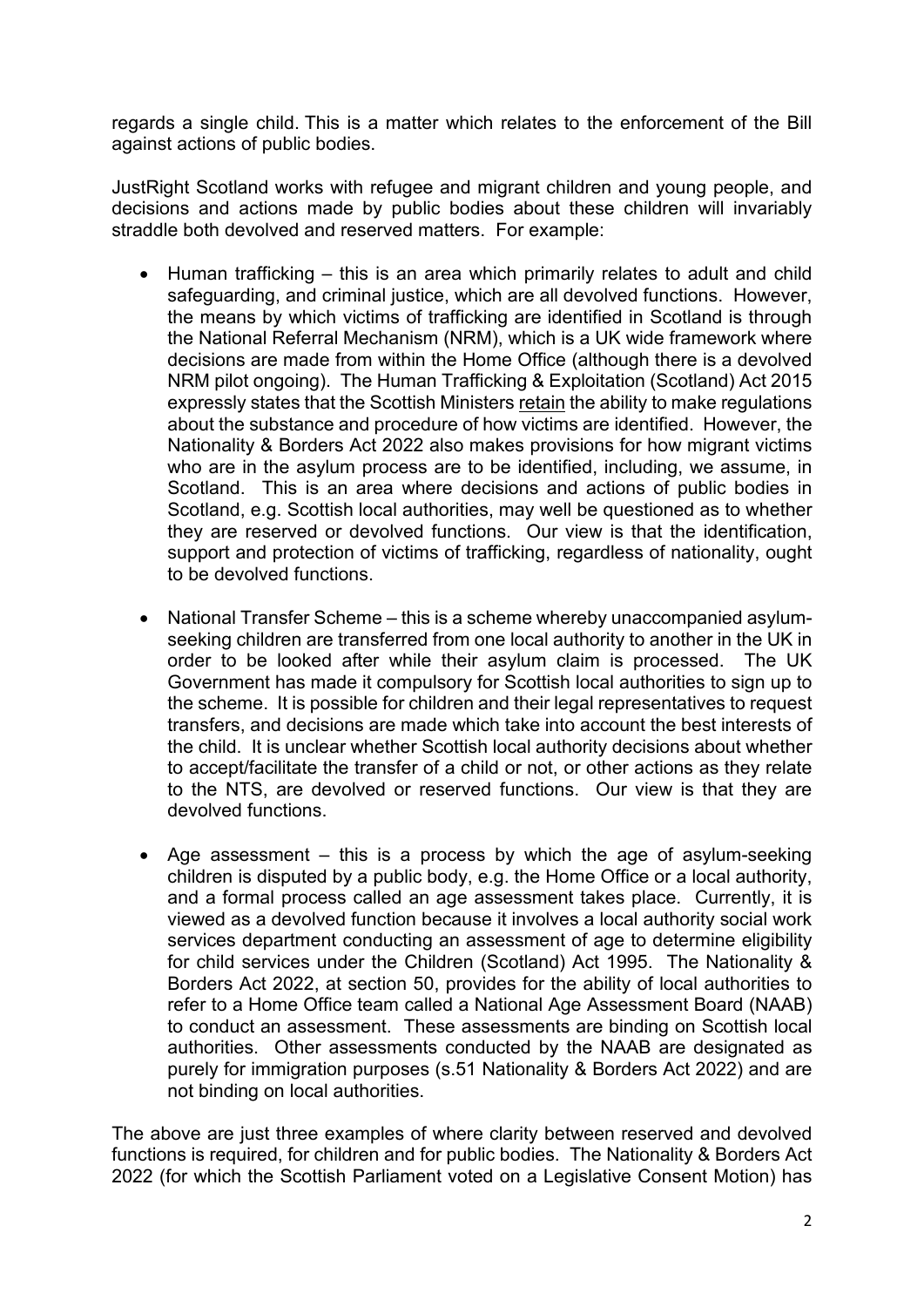regards a single child. This is a matter which relates to the enforcement of the Bill against actions of public bodies.

JustRight Scotland works with refugee and migrant children and young people, and decisions and actions made by public bodies about these children will invariably straddle both devolved and reserved matters. For example:

- Human trafficking – this is an area which primarily relates to adult and child safeguarding, and criminal justice, which are all devolved functions. However, the means by which victims of trafficking are identified in Scotland is through the National Referral Mechanism (NRM), which is a UK wide framework where decisions are made from within the Home Office (although there is a devolved NRM pilot ongoing). The Human Trafficking & Exploitation (Scotland) Act 2015 expressly states that the Scottish Ministers <u>retain</u> the ability to make regulations about the substance and procedure of how victims are identified. However, the Nationality & Borders Act 2022 also makes provisions for how migrant victims who are in the asylum process are to be identified, including, we assume, in Scotland. This is an area where decisions and actions of public bodies in Scotland, e.g. Scottish local authorities, may well be questioned as to whether they are reserved or devolved functions. Our view is that the identification, support and protection of victims of trafficking, regardless of nationality, ought to be devolved functions.

- National Transfer Scheme – this is a scheme whereby unaccompanied asylum-seeking children are transferred from one local authority to another in the UK in order to be looked after while their asylum claim is processed. The UK Government has made it compulsory for Scottish local authorities to sign up to the scheme. It is possible for children and their legal representatives to request transfers, and decisions are made which take into account the best interests of the child. It is unclear whether Scottish local authority decisions about whether to accept/facilitate the transfer of a child or not, or other actions as they relate to the NTS, are devolved or reserved functions. Our view is that they are devolved functions.

- Age assessment – this is a process by which the age of asylum-seeking children is disputed by a public body, e.g. the Home Office or a local authority, and a formal process called an age assessment takes place. Currently, it is viewed as a devolved function because it involves a local authority social work services department conducting an assessment of age to determine eligibility for child services under the Children (Scotland) Act 1995. The Nationality & Borders Act 2022, at section 50, provides for the ability of local authorities to refer to a Home Office team called a National Age Assessment Board (NAAB) to conduct an assessment. These assessments are binding on Scottish local authorities. Other assessments conducted by the NAAB are designated as purely for immigration purposes (s.51 Nationality & Borders Act 2022) and are not binding on local authorities.

The above are just three examples of where clarity between reserved and devolved functions is required, for children and for public bodies. The Nationality & Borders Act 2022 (for which the Scottish Parliament voted on a Legislative Consent Motion) has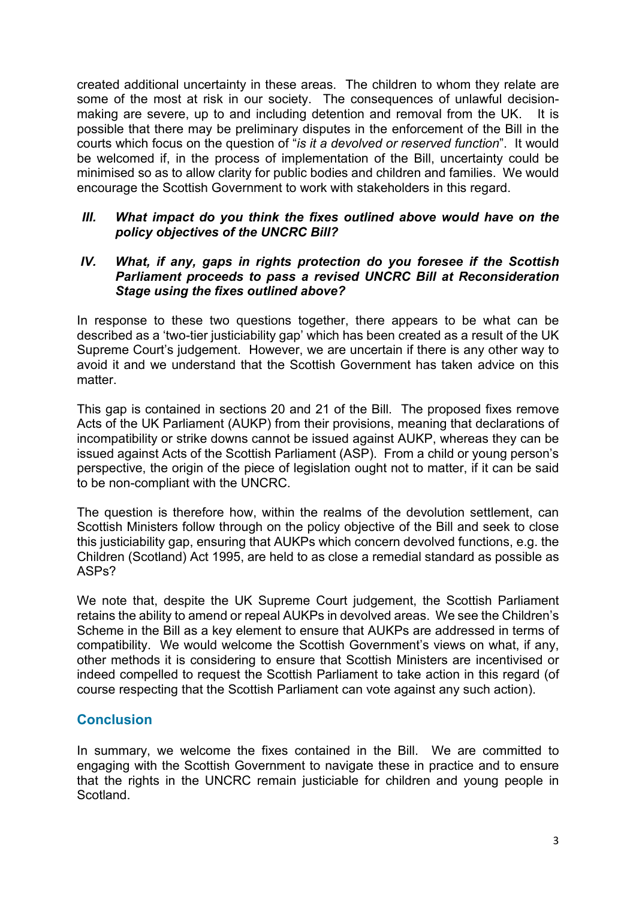created additional uncertainty in these areas. The children to whom they relate are some of the most at risk in our society. The consequences of unlawful decision-making are severe, up to and including detention and removal from the UK. It is possible that there may be preliminary disputes in the enforcement of the Bill in the courts which focus on the question of "*is it a devolved or reserved function*". It would be welcomed if, in the process of implementation of the Bill, uncertainty could be minimised so as to allow clarity for public bodies and children and families. We would encourage the Scottish Government to work with stakeholders in this regard.

***III. What impact do you think the fixes outlined above would have on the policy objectives of the UNCRC Bill?***

***IV. What, if any, gaps in rights protection do you foresee if the Scottish Parliament proceeds to pass a revised UNCRC Bill at Reconsideration Stage using the fixes outlined above?***

In response to these two questions together, there appears to be what can be described as a 'two-tier justiciability gap' which has been created as a result of the UK Supreme Court's judgement. However, we are uncertain if there is any other way to avoid it and we understand that the Scottish Government has taken advice on this matter.

This gap is contained in sections 20 and 21 of the Bill. The proposed fixes remove Acts of the UK Parliament (AUKP) from their provisions, meaning that declarations of incompatibility or strike downs cannot be issued against AUKP, whereas they can be issued against Acts of the Scottish Parliament (ASP). From a child or young person's perspective, the origin of the piece of legislation ought not to matter, if it can be said to be non-compliant with the UNCRC.

The question is therefore how, within the realms of the devolution settlement, can Scottish Ministers follow through on the policy objective of the Bill and seek to close this justiciability gap, ensuring that AUKPs which concern devolved functions, e.g. the Children (Scotland) Act 1995, are held to as close a remedial standard as possible as ASPs?

We note that, despite the UK Supreme Court judgement, the Scottish Parliament retains the ability to amend or repeal AUKPs in devolved areas. We see the Children's Scheme in the Bill as a key element to ensure that AUKPs are addressed in terms of compatibility. We would welcome the Scottish Government's views on what, if any, other methods it is considering to ensure that Scottish Ministers are incentivised or indeed compelled to request the Scottish Parliament to take action in this regard (of course respecting that the Scottish Parliament can vote against any such action).

## Conclusion

In summary, we welcome the fixes contained in the Bill. We are committed to engaging with the Scottish Government to navigate these in practice and to ensure that the rights in the UNCRC remain justiciable for children and young people in Scotland.